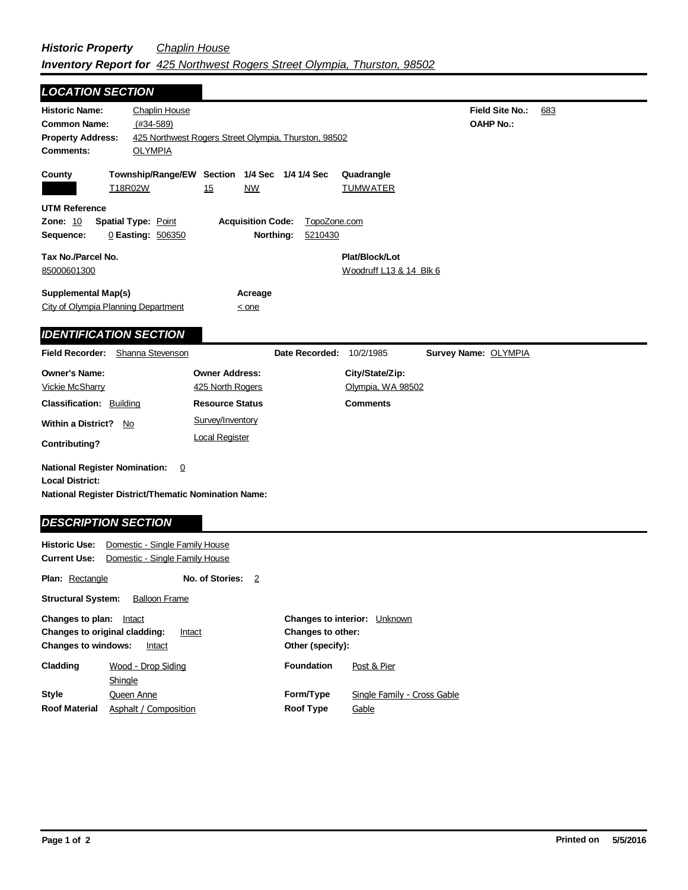***Historic Property*** *Chaplin House*
***Inventory Report for*** *425 Northwest Rogers Street Olympia, Thurston, 98502*

## LOCATION SECTION

**Historic Name:** Chaplin House
**Common Name:** (#34-589)
**Property Address:** 425 Northwest Rogers Street Olympia, Thurston, 98502
**Comments:** OLYMPIA

**Field Site No.:** 683
**OAHP No.:**

| County | Township/Range/EW | Section | 1/4 Sec | 1/4 1/4 Sec | Quadrangle |
|---|---|---|---|---|---|
| | T18R02W | 15 | NW | | TUMWATER |

**UTM Reference**
**Zone:** 10 **Spatial Type:** Point **Acquisition Code:** TopoZone.com
**Sequence:** 0 **Easting:** 506350 **Northing:** 5210430

**Tax No./Parcel No.**
85000601300

**Plat/Block/Lot**
Woodruff L13 & 14 Blk 6

**Supplemental Map(s)**
City of Olympia Planning Department

**Acreage**
< one

## IDENTIFICATION SECTION

**Field Recorder:** Shanna Stevenson **Date Recorded:** 10/2/1985 **Survey Name:** OLYMPIA

| Owner's Name: | Owner Address: | City/State/Zip: |
|---|---|---|
| Vickie McSharry | 425 North Rogers | Olympia, WA 98502 |

**Classification:** Building
**Within a District?** No
**Contributing?**

**Resource Status**
Survey/Inventory
Local Register

**Comments**

**National Register Nomination:** 0
**Local District:**
**National Register District/Thematic Nomination Name:**

## DESCRIPTION SECTION

**Historic Use:** Domestic - Single Family House
**Current Use:** Domestic - Single Family House

**Plan:** Rectangle **No. of Stories:** 2

**Structural System:** Balloon Frame

**Changes to plan:** Intact
**Changes to original cladding:** Intact
**Changes to windows:** Intact

**Changes to interior:** Unknown
**Changes to other:**
**Other (specify):**

**Cladding:** Wood - Drop Siding, Shingle
**Style:** Queen Anne
**Roof Material:** Asphalt / Composition

**Foundation:** Post & Pier
**Form/Type:** Single Family - Cross Gable
**Roof Type:** Gable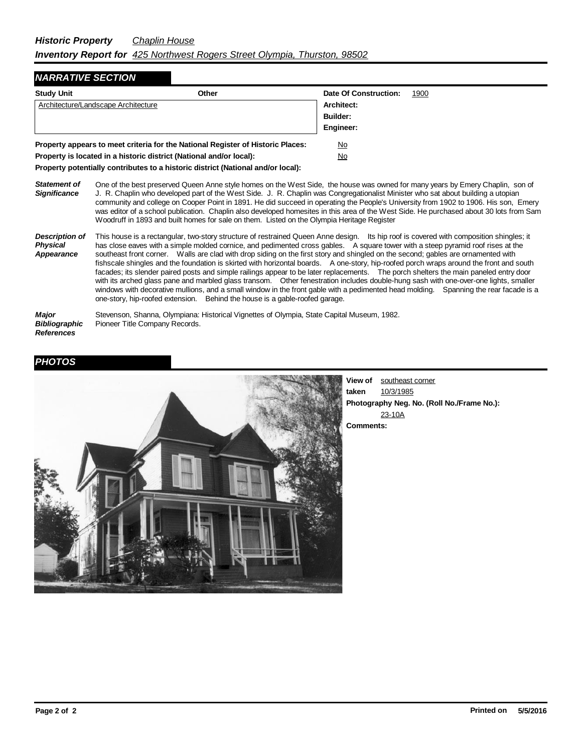***Historic Property*** *Chaplin House*

***Inventory Report for*** *425 Northwest Rogers Street Olympia, Thurston, 98502*

## *NARRATIVE SECTION*

| **Study Unit** | **Other** | **Date Of Construction:** 1900 |
|---|---|---|
| Architecture/Landscape Architecture | | **Architect:** |
| | | **Builder:** |
| | | **Engineer:** |

**Property appears to meet criteria for the National Register of Historic Places:** No

**Property is located in a historic district (National and/or local):** No

**Property potentially contributes to a historic district (National and/or local):**

***Statement of Significance***

One of the best preserved Queen Anne style homes on the West Side, the house was owned for many years by Emery Chaplin, son of J. R. Chaplin who developed part of the West Side. J. R. Chaplin was Congregationalist Minister who sat about building a utopian community and college on Cooper Point in 1891. He did succeed in operating the People's University from 1902 to 1906. His son, Emery was editor of a school publication. Chaplin also developed homesites in this area of the West Side. He purchased about 30 lots from Sam Woodruff in 1893 and built homes for sale on them. Listed on the Olympia Heritage Register

***Description of Physical Appearance***

This house is a rectangular, two-story structure of restrained Queen Anne design. Its hip roof is covered with composition shingles; it has close eaves with a simple molded cornice, and pedimented cross gables. A square tower with a steep pyramid roof rises at the southeast front corner. Walls are clad with drop siding on the first story and shingled on the second; gables are ornamented with fishscale shingles and the foundation is skirted with horizontal boards. A one-story, hip-roofed porch wraps around the front and south facades; its slender paired posts and simple railings appear to be later replacements. The porch shelters the main paneled entry door with its arched glass pane and marbled glass transom. Other fenestration includes double-hung sash with one-over-one lights, smaller windows with decorative mullions, and a small window in the front gable with a pedimented head molding. Spanning the rear facade is a one-story, hip-roofed extension. Behind the house is a gable-roofed garage.

***Major Bibliographic References***

Stevenson, Shanna, Olympiana: Historical Vignettes of Olympia, State Capital Museum, 1982.
Pioneer Title Company Records.

## *PHOTOS*

**View of** southeast corner

**taken** 10/3/1985

**Photography Neg. No. (Roll No./Frame No.):** 23-10A

**Comments:**